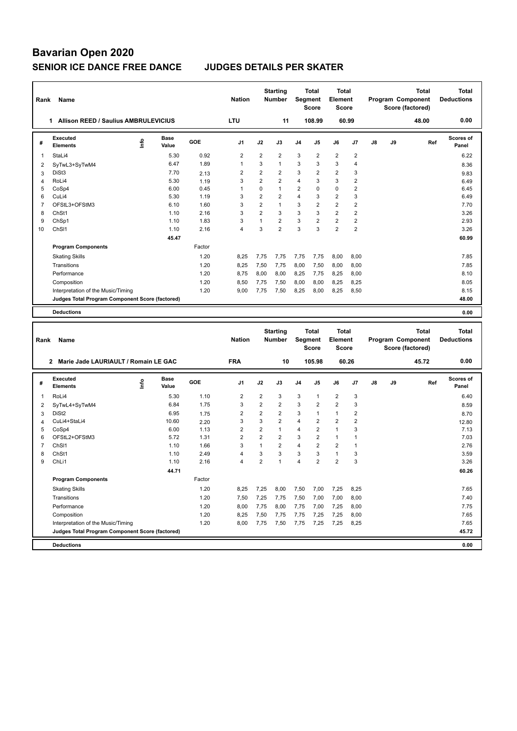# Bavarian Open 2020

## SENIOR ICE DANCE FREE DANCE JUDGES DETAILS PER SKATER

| Rank | Name | Nation | Starting Number | Total Segment Score | Total Element Score | Total Program Component Score (factored) | Total Deductions |
|---|---|---|---|---|---|---|---|
| 1 | Allison REED / Saulius AMBRULEVICIUS | LTU | 11 | 108.99 | 60.99 | 48.00 | 0.00 |

| # | Executed Elements | Info | Base Value | GOE | J1 | J2 | J3 | J4 | J5 | J6 | J7 | J8 | J9 | Ref | Scores of Panel |
|---|---|---|---|---|---|---|---|---|---|---|---|---|---|---|---|
| 1 | StaLi4 | | 5.30 | 0.92 | 2 | 2 | 2 | 3 | 2 | 2 | 2 | | | | 6.22 |
| 2 | SyTwL3+SyTwM4 | | 6.47 | 1.89 | 1 | 3 | 1 | 3 | 3 | 3 | 4 | | | | 8.36 |
| 3 | DiSt3 | | 7.70 | 2.13 | 2 | 2 | 2 | 3 | 2 | 2 | 3 | | | | 9.83 |
| 4 | RoLi4 | | 5.30 | 1.19 | 3 | 2 | 2 | 4 | 3 | 3 | 2 | | | | 6.49 |
| 5 | CoSp4 | | 6.00 | 0.45 | 1 | 0 | 1 | 2 | 0 | 0 | 2 | | | | 6.45 |
| 6 | CuLi4 | | 5.30 | 1.19 | 3 | 2 | 2 | 4 | 3 | 2 | 3 | | | | 6.49 |
| 7 | OFStL3+OFStM3 | | 6.10 | 1.60 | 3 | 2 | 1 | 3 | 2 | 2 | 2 | | | | 7.70 |
| 8 | ChSt1 | | 1.10 | 2.16 | 3 | 2 | 3 | 3 | 3 | 2 | 2 | | | | 3.26 |
| 9 | ChSp1 | | 1.10 | 1.83 | 3 | 1 | 2 | 3 | 2 | 2 | 2 | | | | 2.93 |
| 10 | ChSl1 | | 1.10 | 2.16 | 4 | 3 | 2 | 3 | 3 | 2 | 2 | | | | 3.26 |
| | | | 45.47 | | | | | | | | | | | | 60.99 |
| | **Program Components** | | | Factor | | | | | | | | | | | |
| | Skating Skills | | | 1.20 | 8,25 | 7,75 | 7,75 | 7,75 | 7,75 | 8,00 | 8,00 | | | | 7.85 |
| | Transitions | | | 1.20 | 8,25 | 7,50 | 7,75 | 8,00 | 7,50 | 8,00 | 8,00 | | | | 7.85 |
| | Performance | | | 1.20 | 8,75 | 8,00 | 8,00 | 8,25 | 7,75 | 8,25 | 8,00 | | | | 8.10 |
| | Composition | | | 1.20 | 8,50 | 7,75 | 7,50 | 8,00 | 8,00 | 8,25 | 8,25 | | | | 8.05 |
| | Interpretation of the Music/Timing | | | 1.20 | 9,00 | 7,75 | 7,50 | 8,25 | 8,00 | 8,25 | 8,50 | | | | 8.15 |
| | **Judges Total Program Component Score (factored)** | | | | | | | | | | | | | | 48.00 |
| | **Deductions** | | | | | | | | | | | | | | 0.00 |

| Rank | Name | Nation | Starting Number | Total Segment Score | Total Element Score | Total Program Component Score (factored) | Total Deductions |
|---|---|---|---|---|---|---|---|
| 2 | Marie Jade LAURIAULT / Romain LE GAC | FRA | 10 | 105.98 | 60.26 | 45.72 | 0.00 |

| # | Executed Elements | Info | Base Value | GOE | J1 | J2 | J3 | J4 | J5 | J6 | J7 | J8 | J9 | Ref | Scores of Panel |
|---|---|---|---|---|---|---|---|---|---|---|---|---|---|---|---|
| 1 | RoLi4 | | 5.30 | 1.10 | 2 | 2 | 3 | 3 | 1 | 2 | 3 | | | | 6.40 |
| 2 | SyTwL4+SyTwM4 | | 6.84 | 1.75 | 3 | 2 | 2 | 3 | 2 | 2 | 3 | | | | 8.59 |
| 3 | DiSt2 | | 6.95 | 1.75 | 2 | 2 | 2 | 3 | 1 | 1 | 2 | | | | 8.70 |
| 4 | CuLi4+StaLi4 | | 10.60 | 2.20 | 3 | 3 | 2 | 4 | 2 | 2 | 2 | | | | 12.80 |
| 5 | CoSp4 | | 6.00 | 1.13 | 2 | 2 | 1 | 4 | 2 | 1 | 3 | | | | 7.13 |
| 6 | OFStL2+OFStM3 | | 5.72 | 1.31 | 2 | 2 | 2 | 3 | 2 | 1 | 1 | | | | 7.03 |
| 7 | ChSl1 | | 1.10 | 1.66 | 3 | 1 | 2 | 4 | 2 | 2 | 1 | | | | 2.76 |
| 8 | ChSt1 | | 1.10 | 2.49 | 4 | 3 | 3 | 3 | 3 | 1 | 3 | | | | 3.59 |
| 9 | ChLi1 | | 1.10 | 2.16 | 4 | 2 | 1 | 4 | 2 | 2 | 3 | | | | 3.26 |
| | | | 44.71 | | | | | | | | | | | | 60.26 |
| | **Program Components** | | | Factor | | | | | | | | | | | |
| | Skating Skills | | | 1.20 | 8,25 | 7,25 | 8,00 | 7,50 | 7,00 | 7,25 | 8,25 | | | | 7.65 |
| | Transitions | | | 1.20 | 7,50 | 7,25 | 7,75 | 7,50 | 7,00 | 7,00 | 8,00 | | | | 7.40 |
| | Performance | | | 1.20 | 8,00 | 7,75 | 8,00 | 7,75 | 7,00 | 7,25 | 8,00 | | | | 7.75 |
| | Composition | | | 1.20 | 8,25 | 7,50 | 7,75 | 7,75 | 7,25 | 7,25 | 8,00 | | | | 7.65 |
| | Interpretation of the Music/Timing | | | 1.20 | 8,00 | 7,75 | 7,50 | 7,75 | 7,25 | 7,25 | 8,25 | | | | 7.65 |
| | **Judges Total Program Component Score (factored)** | | | | | | | | | | | | | | 45.72 |
| | **Deductions** | | | | | | | | | | | | | | 0.00 |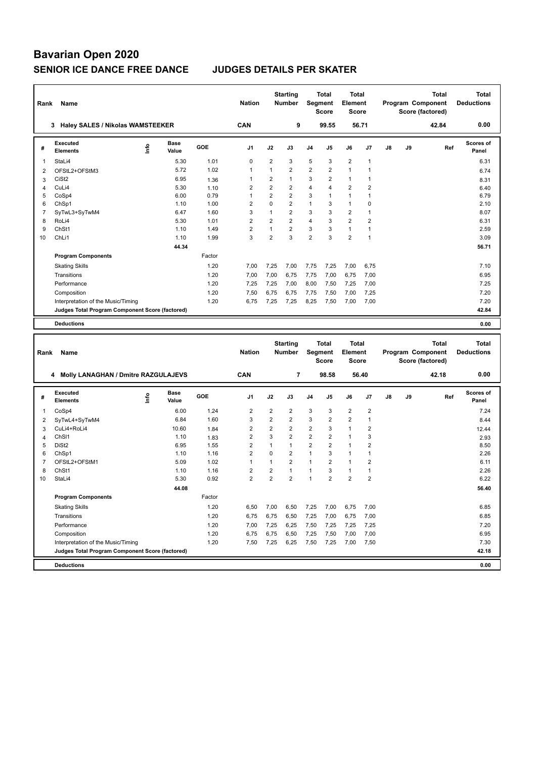# Bavarian Open 2020

## SENIOR ICE DANCE FREE DANCE — JUDGES DETAILS PER SKATER

| Rank | Name | Nation | Starting Number | Total Segment Score | Total Element Score | Total Program Component Score (factored) | Total Deductions |
|---|---|---|---|---|---|---|---|
| 3 | Haley SALES / Nikolas WAMSTEEKER | CAN | 9 | 99.55 | 56.71 | 42.84 | 0.00 |

| # | Executed Elements | Info | Base Value | GOE | J1 | J2 | J3 | J4 | J5 | J6 | J7 | J8 | J9 | Ref | Scores of Panel |
|---|---|---|---|---|---|---|---|---|---|---|---|---|---|---|---|
| 1 | StaLi4 | | 5.30 | 1.01 | 0 | 2 | 3 | 5 | 3 | 2 | 1 | | | | 6.31 |
| 2 | OFStL2+OFStM3 | | 5.72 | 1.02 | 1 | 1 | 2 | 2 | 2 | 1 | 1 | | | | 6.74 |
| 3 | CiSt2 | | 6.95 | 1.36 | 1 | 2 | 1 | 3 | 2 | 1 | 1 | | | | 8.31 |
| 4 | CuLi4 | | 5.30 | 1.10 | 2 | 2 | 2 | 4 | 4 | 2 | 2 | | | | 6.40 |
| 5 | CoSp4 | | 6.00 | 0.79 | 1 | 2 | 2 | 3 | 1 | 1 | 1 | | | | 6.79 |
| 6 | ChSp1 | | 1.10 | 1.00 | 2 | 0 | 2 | 1 | 3 | 1 | 0 | | | | 2.10 |
| 7 | SyTwL3+SyTwM4 | | 6.47 | 1.60 | 3 | 1 | 2 | 3 | 3 | 2 | 1 | | | | 8.07 |
| 8 | RoLi4 | | 5.30 | 1.01 | 2 | 2 | 2 | 4 | 3 | 2 | 2 | | | | 6.31 |
| 9 | ChSt1 | | 1.10 | 1.49 | 2 | 1 | 2 | 3 | 3 | 1 | 1 | | | | 2.59 |
| 10 | ChLi1 | | 1.10 | 1.99 | 3 | 2 | 3 | 2 | 3 | 2 | 1 | | | | 3.09 |
| | | | 44.34 | | | | | | | | | | | | 56.71 |
| | **Program Components** | | | Factor | | | | | | | | | | | |
| | Skating Skills | | | 1.20 | 7,00 | 7,25 | 7,00 | 7,75 | 7,25 | 7,00 | 6,75 | | | | 7.10 |
| | Transitions | | | 1.20 | 7,00 | 7,00 | 6,75 | 7,75 | 7,00 | 6,75 | 7,00 | | | | 6.95 |
| | Performance | | | 1.20 | 7,25 | 7,25 | 7,00 | 8,00 | 7,50 | 7,25 | 7,00 | | | | 7.25 |
| | Composition | | | 1.20 | 7,50 | 6,75 | 6,75 | 7,75 | 7,50 | 7,00 | 7,25 | | | | 7.20 |
| | Interpretation of the Music/Timing | | | 1.20 | 6,75 | 7,25 | 7,25 | 8,25 | 7,50 | 7,00 | 7,00 | | | | 7.20 |
| | **Judges Total Program Component Score (factored)** | | | | | | | | | | | | | | 42.84 |
| | **Deductions** | | | | | | | | | | | | | | 0.00 |

| Rank | Name | Nation | Starting Number | Total Segment Score | Total Element Score | Total Program Component Score (factored) | Total Deductions |
|---|---|---|---|---|---|---|---|
| 4 | Molly LANAGHAN / Dmitre RAZGULAJEVS | CAN | 7 | 98.58 | 56.40 | 42.18 | 0.00 |

| # | Executed Elements | Info | Base Value | GOE | J1 | J2 | J3 | J4 | J5 | J6 | J7 | J8 | J9 | Ref | Scores of Panel |
|---|---|---|---|---|---|---|---|---|---|---|---|---|---|---|---|
| 1 | CoSp4 | | 6.00 | 1.24 | 2 | 2 | 2 | 3 | 3 | 2 | 2 | | | | 7.24 |
| 2 | SyTwL4+SyTwM4 | | 6.84 | 1.60 | 3 | 2 | 2 | 3 | 2 | 2 | 1 | | | | 8.44 |
| 3 | CuLi4+RoLi4 | | 10.60 | 1.84 | 2 | 2 | 2 | 2 | 3 | 1 | 2 | | | | 12.44 |
| 4 | ChSl1 | | 1.10 | 1.83 | 2 | 3 | 2 | 2 | 2 | 1 | 3 | | | | 2.93 |
| 5 | DiSt2 | | 6.95 | 1.55 | 2 | 1 | 1 | 2 | 2 | 1 | 2 | | | | 8.50 |
| 6 | ChSp1 | | 1.10 | 1.16 | 2 | 0 | 2 | 1 | 3 | 1 | 1 | | | | 2.26 |
| 7 | OFStL2+OFStM1 | | 5.09 | 1.02 | 1 | 1 | 2 | 1 | 2 | 1 | 2 | | | | 6.11 |
| 8 | ChSt1 | | 1.10 | 1.16 | 2 | 2 | 1 | 1 | 3 | 1 | 1 | | | | 2.26 |
| 10 | StaLi4 | | 5.30 | 0.92 | 2 | 2 | 2 | 1 | 2 | 2 | 2 | | | | 6.22 |
| | | | 44.08 | | | | | | | | | | | | 56.40 |
| | **Program Components** | | | Factor | | | | | | | | | | | |
| | Skating Skills | | | 1.20 | 6,50 | 7,00 | 6,50 | 7,25 | 7,00 | 6,75 | 7,00 | | | | 6.85 |
| | Transitions | | | 1.20 | 6,75 | 6,75 | 6,50 | 7,25 | 7,00 | 6,75 | 7,00 | | | | 6.85 |
| | Performance | | | 1.20 | 7,00 | 7,25 | 6,25 | 7,50 | 7,25 | 7,25 | 7,25 | | | | 7.20 |
| | Composition | | | 1.20 | 6,75 | 6,75 | 6,50 | 7,25 | 7,50 | 7,00 | 7,00 | | | | 6.95 |
| | Interpretation of the Music/Timing | | | 1.20 | 7,50 | 7,25 | 6,25 | 7,50 | 7,25 | 7,00 | 7,50 | | | | 7.30 |
| | **Judges Total Program Component Score (factored)** | | | | | | | | | | | | | | 42.18 |
| | **Deductions** | | | | | | | | | | | | | | 0.00 |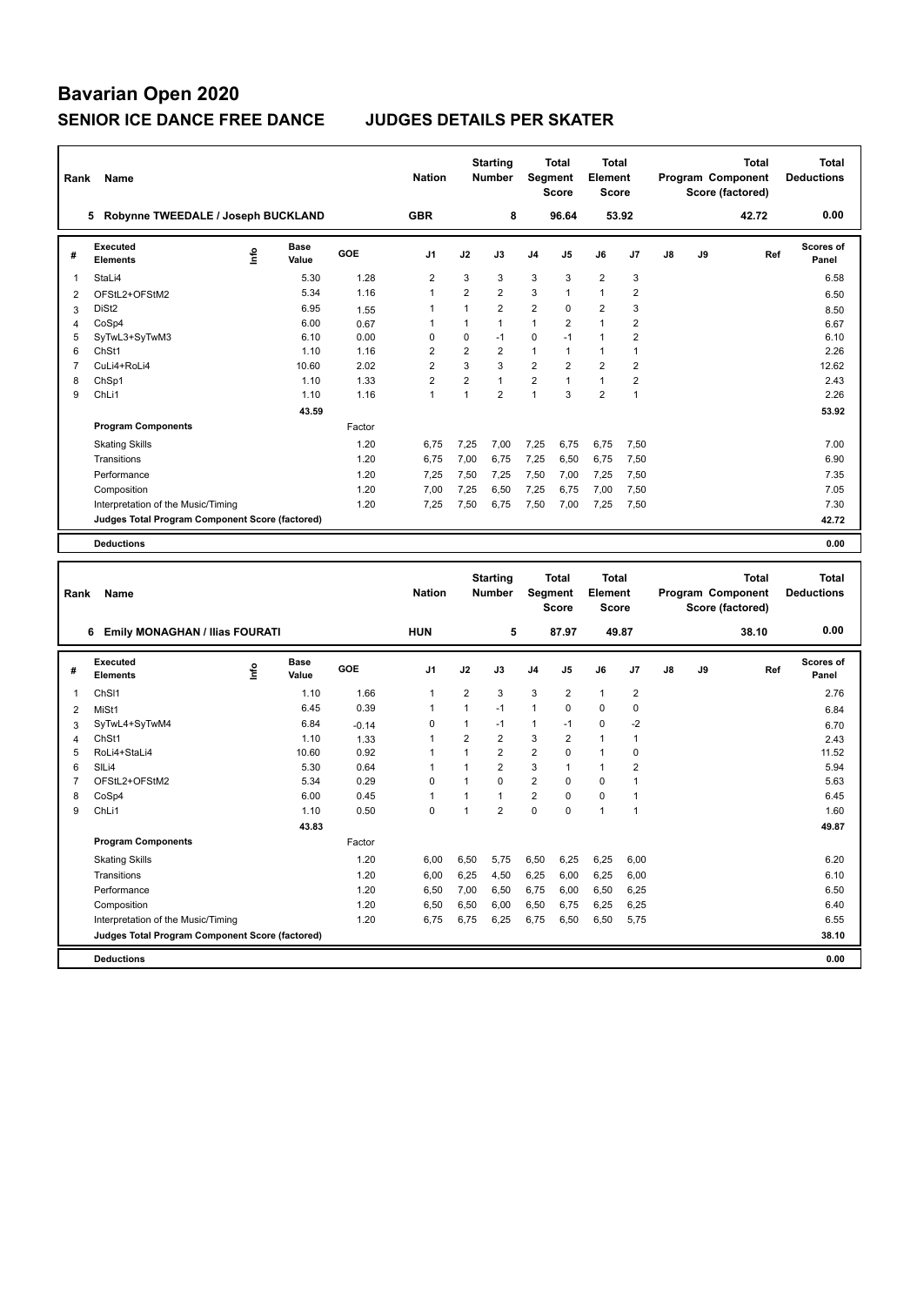# Bavarian Open 2020

## SENIOR ICE DANCE FREE DANCE — JUDGES DETAILS PER SKATER

| Rank | Name | Nation | Starting Number | Total Segment Score | Total Element Score | Total Program Component Score (factored) | Total Deductions |
|---|---|---|---|---|---|---|---|
| 5 | Robynne TWEEDALE / Joseph BUCKLAND | GBR | 8 | 96.64 | 53.92 | 42.72 | 0.00 |

| # | Executed Elements | Info | Base Value | GOE | J1 | J2 | J3 | J4 | J5 | J6 | J7 | J8 | J9 | Ref | Scores of Panel |
|---|---|---|---|---|---|---|---|---|---|---|---|---|---|---|---|
| 1 | StaLi4 | | 5.30 | 1.28 | 2 | 3 | 3 | 3 | 3 | 2 | 3 | | | | 6.58 |
| 2 | OFStL2+OFStM2 | | 5.34 | 1.16 | 1 | 2 | 2 | 3 | 1 | 1 | 2 | | | | 6.50 |
| 3 | DiSt2 | | 6.95 | 1.55 | 1 | 1 | 2 | 2 | 0 | 2 | 3 | | | | 8.50 |
| 4 | CoSp4 | | 6.00 | 0.67 | 1 | 1 | 1 | 1 | 2 | 1 | 2 | | | | 6.67 |
| 5 | SyTwL3+SyTwM3 | | 6.10 | 0.00 | 0 | 0 | -1 | 0 | -1 | 1 | 2 | | | | 6.10 |
| 6 | ChSt1 | | 1.10 | 1.16 | 2 | 2 | 2 | 1 | 1 | 1 | 1 | | | | 2.26 |
| 7 | CuLi4+RoLi4 | | 10.60 | 2.02 | 2 | 3 | 3 | 2 | 2 | 2 | 2 | | | | 12.62 |
| 8 | ChSp1 | | 1.10 | 1.33 | 2 | 2 | 1 | 2 | 1 | 1 | 2 | | | | 2.43 |
| 9 | ChLi1 | | 1.10 | 1.16 | 1 | 1 | 2 | 1 | 3 | 2 | 1 | | | | 2.26 |
| | | | 43.59 | | | | | | | | | | | | 53.92 |
| | **Program Components** | | | Factor | | | | | | | | | | | |
| | Skating Skills | | | 1.20 | 6,75 | 7,25 | 7,00 | 7,25 | 6,75 | 6,75 | 7,50 | | | | 7.00 |
| | Transitions | | | 1.20 | 6,75 | 7,00 | 6,75 | 7,25 | 6,50 | 6,75 | 7,50 | | | | 6.90 |
| | Performance | | | 1.20 | 7,25 | 7,50 | 7,25 | 7,50 | 7,00 | 7,25 | 7,50 | | | | 7.35 |
| | Composition | | | 1.20 | 7,00 | 7,25 | 6,50 | 7,25 | 6,75 | 7,00 | 7,50 | | | | 7.05 |
| | Interpretation of the Music/Timing | | | 1.20 | 7,25 | 7,50 | 6,75 | 7,50 | 7,00 | 7,25 | 7,50 | | | | 7.30 |
| | **Judges Total Program Component Score (factored)** | | | | | | | | | | | | | | 42.72 |
| | **Deductions** | | | | | | | | | | | | | | 0.00 |

| Rank | Name | Nation | Starting Number | Total Segment Score | Total Element Score | Total Program Component Score (factored) | Total Deductions |
|---|---|---|---|---|---|---|---|
| 6 | Emily MONAGHAN / Ilias FOURATI | HUN | 5 | 87.97 | 49.87 | 38.10 | 0.00 |

| # | Executed Elements | Info | Base Value | GOE | J1 | J2 | J3 | J4 | J5 | J6 | J7 | J8 | J9 | Ref | Scores of Panel |
|---|---|---|---|---|---|---|---|---|---|---|---|---|---|---|---|
| 1 | ChSl1 | | 1.10 | 1.66 | 1 | 2 | 3 | 3 | 2 | 1 | 2 | | | | 2.76 |
| 2 | MiSt1 | | 6.45 | 0.39 | 1 | 1 | -1 | 1 | 0 | 0 | 0 | | | | 6.84 |
| 3 | SyTwL4+SyTwM4 | | 6.84 | -0.14 | 0 | 1 | -1 | 1 | -1 | 0 | -2 | | | | 6.70 |
| 4 | ChSt1 | | 1.10 | 1.33 | 1 | 2 | 2 | 3 | 2 | 1 | 1 | | | | 2.43 |
| 5 | RoLi4+StaLi4 | | 10.60 | 0.92 | 1 | 1 | 2 | 2 | 0 | 1 | 0 | | | | 11.52 |
| 6 | SlLi4 | | 5.30 | 0.64 | 1 | 1 | 2 | 3 | 1 | 1 | 2 | | | | 5.94 |
| 7 | OFStL2+OFStM2 | | 5.34 | 0.29 | 0 | 1 | 0 | 2 | 0 | 0 | 1 | | | | 5.63 |
| 8 | CoSp4 | | 6.00 | 0.45 | 1 | 1 | 1 | 2 | 0 | 0 | 1 | | | | 6.45 |
| 9 | ChLi1 | | 1.10 | 0.50 | 0 | 1 | 2 | 0 | 0 | 1 | 1 | | | | 1.60 |
| | | | 43.83 | | | | | | | | | | | | 49.87 |
| | **Program Components** | | | Factor | | | | | | | | | | | |
| | Skating Skills | | | 1.20 | 6,00 | 6,50 | 5,75 | 6,50 | 6,25 | 6,25 | 6,00 | | | | 6.20 |
| | Transitions | | | 1.20 | 6,00 | 6,25 | 4,50 | 6,25 | 6,00 | 6,25 | 6,00 | | | | 6.10 |
| | Performance | | | 1.20 | 6,50 | 7,00 | 6,50 | 6,75 | 6,00 | 6,50 | 6,25 | | | | 6.50 |
| | Composition | | | 1.20 | 6,50 | 6,50 | 6,00 | 6,50 | 6,75 | 6,25 | 6,25 | | | | 6.40 |
| | Interpretation of the Music/Timing | | | 1.20 | 6,75 | 6,75 | 6,25 | 6,75 | 6,50 | 6,50 | 5,75 | | | | 6.55 |
| | **Judges Total Program Component Score (factored)** | | | | | | | | | | | | | | 38.10 |
| | **Deductions** | | | | | | | | | | | | | | 0.00 |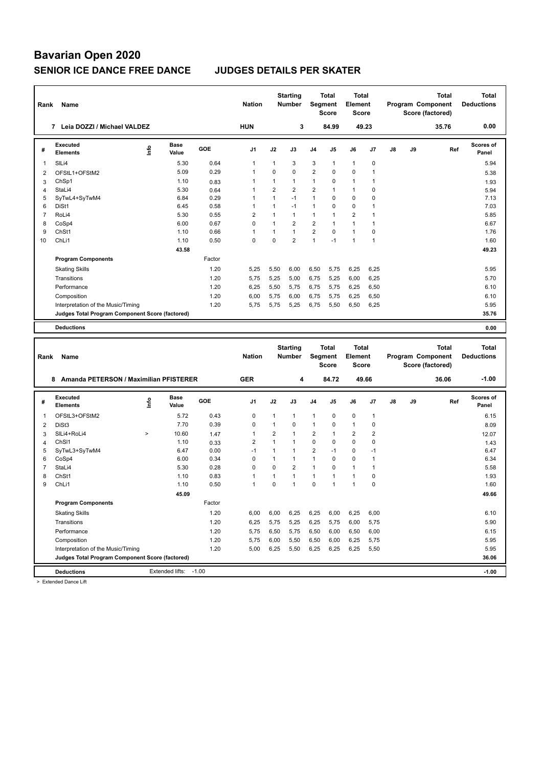# Bavarian Open 2020

## SENIOR ICE DANCE FREE DANCE JUDGES DETAILS PER SKATER

| Rank | Name | Nation | Starting Number | Total Segment Score | Total Element Score | Total Program Component Score (factored) | Total Deductions |
|---|---|---|---|---|---|---|---|
| 7 | Leia DOZZI / Michael VALDEZ | HUN | 3 | 84.99 | 49.23 | 35.76 | 0.00 |

| # | Executed Elements | Info | Base Value | GOE | J1 | J2 | J3 | J4 | J5 | J6 | J7 | J8 | J9 | Ref | Scores of Panel |
|---|---|---|---|---|---|---|---|---|---|---|---|---|---|---|---|
| 1 | SlLi4 | | 5.30 | 0.64 | 1 | 1 | 3 | 3 | 1 | 1 | 0 | | | | 5.94 |
| 2 | OFStL1+OFStM2 | | 5.09 | 0.29 | 1 | 0 | 0 | 2 | 0 | 0 | 1 | | | | 5.38 |
| 3 | ChSp1 | | 1.10 | 0.83 | 1 | 1 | 1 | 1 | 0 | 1 | 1 | | | | 1.93 |
| 4 | StaLi4 | | 5.30 | 0.64 | 1 | 2 | 2 | 2 | 1 | 1 | 0 | | | | 5.94 |
| 5 | SyTwL4+SyTwM4 | | 6.84 | 0.29 | 1 | 1 | -1 | 1 | 0 | 0 | 0 | | | | 7.13 |
| 6 | DiSt1 | | 6.45 | 0.58 | 1 | 1 | -1 | 1 | 0 | 0 | 1 | | | | 7.03 |
| 7 | RoLi4 | | 5.30 | 0.55 | 2 | 1 | 1 | 1 | 1 | 2 | 1 | | | | 5.85 |
| 8 | CoSp4 | | 6.00 | 0.67 | 0 | 1 | 2 | 2 | 1 | 1 | 1 | | | | 6.67 |
| 9 | ChSt1 | | 1.10 | 0.66 | 1 | 1 | 1 | 2 | 0 | 1 | 0 | | | | 1.76 |
| 10 | ChLi1 | | 1.10 | 0.50 | 0 | 0 | 2 | 1 | -1 | 1 | 1 | | | | 1.60 |
| | | | 43.58 | | | | | | | | | | | | 49.23 |

| Program Components | Factor | J1 | J2 | J3 | J4 | J5 | J6 | J7 | J8 | J9 | Scores of Panel |
|---|---|---|---|---|---|---|---|---|---|---|---|
| Skating Skills | 1.20 | 5,25 | 5,50 | 6,00 | 6,50 | 5,75 | 6,25 | 6,25 | | | 5.95 |
| Transitions | 1.20 | 5,75 | 5,25 | 5,00 | 6,75 | 5,25 | 6,00 | 6,25 | | | 5.70 |
| Performance | 1.20 | 6,25 | 5,50 | 5,75 | 6,75 | 5,75 | 6,25 | 6,50 | | | 6.10 |
| Composition | 1.20 | 6,00 | 5,75 | 6,00 | 6,75 | 5,75 | 6,25 | 6,50 | | | 6.10 |
| Interpretation of the Music/Timing | 1.20 | 5,75 | 5,75 | 5,25 | 6,75 | 5,50 | 6,50 | 6,25 | | | 5.95 |
| Judges Total Program Component Score (factored) | | | | | | | | | | | 35.76 |

**Deductions** 0.00

| Rank | Name | Nation | Starting Number | Total Segment Score | Total Element Score | Total Program Component Score (factored) | Total Deductions |
|---|---|---|---|---|---|---|---|
| 8 | Amanda PETERSON / Maximilian PFISTERER | GER | 4 | 84.72 | 49.66 | 36.06 | -1.00 |

| # | Executed Elements | Info | Base Value | GOE | J1 | J2 | J3 | J4 | J5 | J6 | J7 | J8 | J9 | Ref | Scores of Panel |
|---|---|---|---|---|---|---|---|---|---|---|---|---|---|---|---|
| 1 | OFStL3+OFStM2 | | 5.72 | 0.43 | 0 | 1 | 1 | 1 | 0 | 0 | 1 | | | | 6.15 |
| 2 | DiSt3 | | 7.70 | 0.39 | 0 | 1 | 0 | 1 | 0 | 1 | 0 | | | | 8.09 |
| 3 | SlLi4+RoLi4 | > | 10.60 | 1.47 | 1 | 2 | 1 | 2 | 1 | 2 | 2 | | | | 12.07 |
| 4 | ChSl1 | | 1.10 | 0.33 | 2 | 1 | 1 | 0 | 0 | 0 | 0 | | | | 1.43 |
| 5 | SyTwL3+SyTwM4 | | 6.47 | 0.00 | -1 | 1 | 1 | 2 | -1 | 0 | -1 | | | | 6.47 |
| 6 | CoSp4 | | 6.00 | 0.34 | 0 | 1 | 1 | 1 | 0 | 0 | 1 | | | | 6.34 |
| 7 | StaLi4 | | 5.30 | 0.28 | 0 | 0 | 2 | 1 | 0 | 1 | 1 | | | | 5.58 |
| 8 | ChSt1 | | 1.10 | 0.83 | 1 | 1 | 1 | 1 | 1 | 1 | 0 | | | | 1.93 |
| 9 | ChLi1 | | 1.10 | 0.50 | 1 | 0 | 1 | 0 | 1 | 1 | 0 | | | | 1.60 |
| | | | 45.09 | | | | | | | | | | | | 49.66 |

| Program Components | Factor | J1 | J2 | J3 | J4 | J5 | J6 | J7 | J8 | J9 | Scores of Panel |
|---|---|---|---|---|---|---|---|---|---|---|---|
| Skating Skills | 1.20 | 6,00 | 6,00 | 6,25 | 6,25 | 6,00 | 6,25 | 6,00 | | | 6.10 |
| Transitions | 1.20 | 6,25 | 5,75 | 5,25 | 6,25 | 5,75 | 6,00 | 5,75 | | | 5.90 |
| Performance | 1.20 | 5,75 | 6,50 | 5,75 | 6,50 | 6,00 | 6,50 | 6,00 | | | 6.15 |
| Composition | 1.20 | 5,75 | 6,00 | 5,50 | 6,50 | 6,00 | 6,25 | 5,75 | | | 5.95 |
| Interpretation of the Music/Timing | 1.20 | 5,00 | 6,25 | 5,50 | 6,25 | 6,25 | 6,25 | 5,50 | | | 5.95 |
| Judges Total Program Component Score (factored) | | | | | | | | | | | 36.06 |

**Deductions** Extended lifts: -1.00 — **-1.00**

> Extended Dance Lift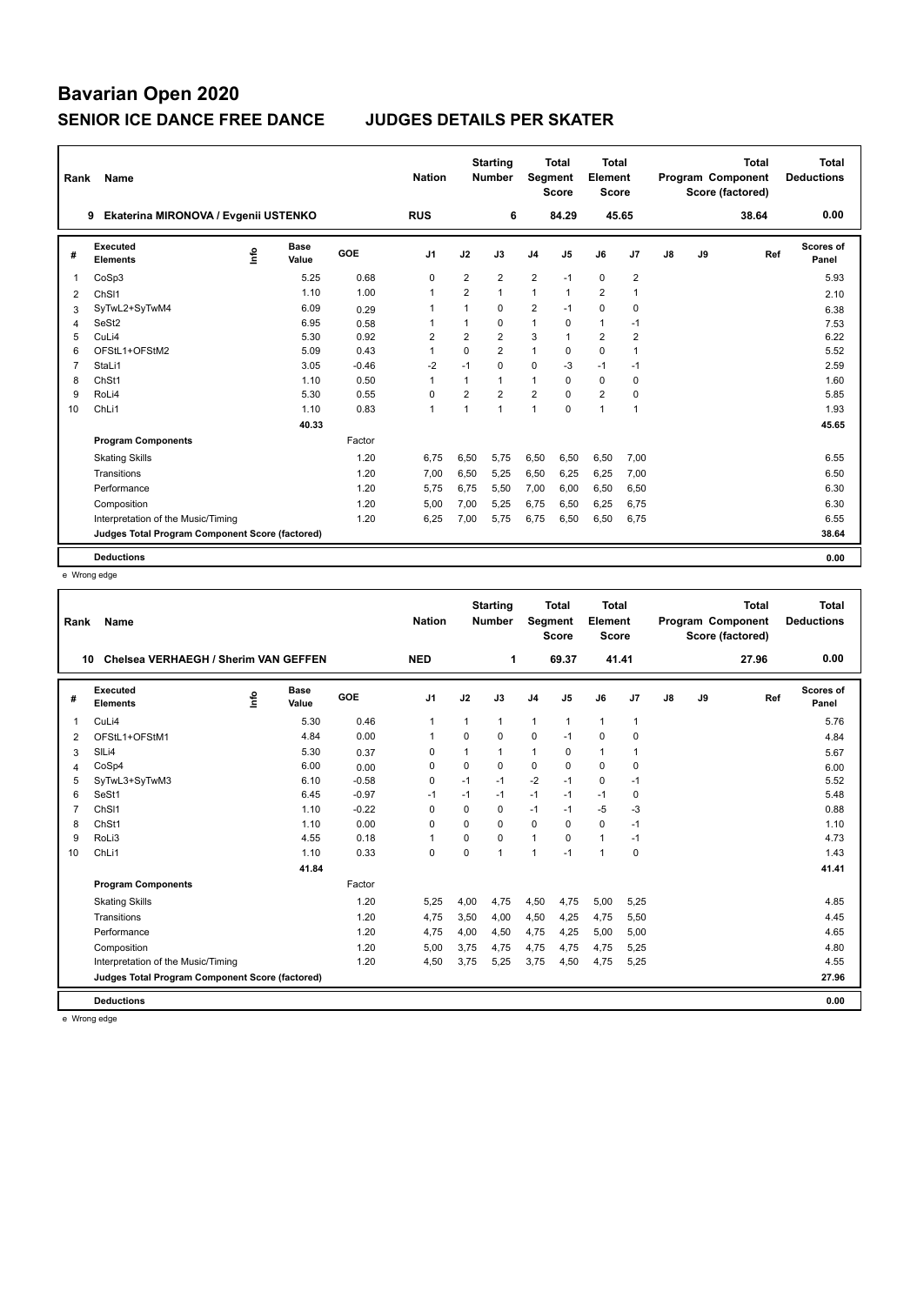# Bavarian Open 2020

## SENIOR ICE DANCE FREE DANCE — JUDGES DETAILS PER SKATER

| Rank | Name | Nation | Starting Number | Total Segment Score | Total Element Score | Total Program Component Score (factored) | Total Deductions |
|---|---|---|---|---|---|---|---|
| 9 | Ekaterina MIRONOVA / Evgenii USTENKO | RUS | 6 | 84.29 | 45.65 | 38.64 | 0.00 |

| # | Executed Elements | Info | Base Value | GOE | J1 | J2 | J3 | J4 | J5 | J6 | J7 | J8 | J9 | Ref | Scores of Panel |
|---|---|---|---|---|---|---|---|---|---|---|---|---|---|---|---|
| 1 | CoSp3 | | 5.25 | 0.68 | 0 | 2 | 2 | 2 | -1 | 0 | 2 | | | | 5.93 |
| 2 | ChSl1 | | 1.10 | 1.00 | 1 | 2 | 1 | 1 | 1 | 2 | 1 | | | | 2.10 |
| 3 | SyTwL2+SyTwM4 | | 6.09 | 0.29 | 1 | 1 | 0 | 2 | -1 | 0 | 0 | | | | 6.38 |
| 4 | SeSt2 | | 6.95 | 0.58 | 1 | 1 | 0 | 1 | 0 | 1 | -1 | | | | 7.53 |
| 5 | CuLi4 | | 5.30 | 0.92 | 2 | 2 | 2 | 3 | 1 | 2 | 2 | | | | 6.22 |
| 6 | OFStL1+OFStM2 | | 5.09 | 0.43 | 1 | 0 | 2 | 1 | 0 | 0 | 1 | | | | 5.52 |
| 7 | StaLi1 | | 3.05 | -0.46 | -2 | -1 | 0 | 0 | -3 | -1 | -1 | | | | 2.59 |
| 8 | ChSt1 | | 1.10 | 0.50 | 1 | 1 | 1 | 1 | 0 | 0 | 0 | | | | 1.60 |
| 9 | RoLi4 | | 5.30 | 0.55 | 0 | 2 | 2 | 2 | 0 | 2 | 0 | | | | 5.85 |
| 10 | ChLi1 | | 1.10 | 0.83 | 1 | 1 | 1 | 1 | 0 | 1 | 1 | | | | 1.93 |
| | | | 40.33 | | | | | | | | | | | | 45.65 |

| Program Components | Factor | J1 | J2 | J3 | J4 | J5 | J6 | J7 | J8 | J9 | Scores of Panel |
|---|---|---|---|---|---|---|---|---|---|---|---|
| Skating Skills | 1.20 | 6,75 | 6,50 | 5,75 | 6,50 | 6,50 | 6,50 | 7,00 | | | 6.55 |
| Transitions | 1.20 | 7,00 | 6,50 | 5,25 | 6,50 | 6,25 | 6,25 | 7,00 | | | 6.50 |
| Performance | 1.20 | 5,75 | 6,75 | 5,50 | 7,00 | 6,00 | 6,50 | 6,50 | | | 6.30 |
| Composition | 1.20 | 5,00 | 7,00 | 5,25 | 6,75 | 6,50 | 6,25 | 6,75 | | | 6.30 |
| Interpretation of the Music/Timing | 1.20 | 6,25 | 7,00 | 5,75 | 6,75 | 6,50 | 6,50 | 6,75 | | | 6.55 |
| Judges Total Program Component Score (factored) | | | | | | | | | | | 38.64 |

**Deductions** 0.00

e Wrong edge

| Rank | Name | Nation | Starting Number | Total Segment Score | Total Element Score | Total Program Component Score (factored) | Total Deductions |
|---|---|---|---|---|---|---|---|
| 10 | Chelsea VERHAEGH / Sherim VAN GEFFEN | NED | 1 | 69.37 | 41.41 | 27.96 | 0.00 |

| # | Executed Elements | Info | Base Value | GOE | J1 | J2 | J3 | J4 | J5 | J6 | J7 | J8 | J9 | Ref | Scores of Panel |
|---|---|---|---|---|---|---|---|---|---|---|---|---|---|---|---|
| 1 | CuLi4 | | 5.30 | 0.46 | 1 | 1 | 1 | 1 | 1 | 1 | 1 | | | | 5.76 |
| 2 | OFStL1+OFStM1 | | 4.84 | 0.00 | 1 | 0 | 0 | 0 | -1 | 0 | 0 | | | | 4.84 |
| 3 | SlLi4 | | 5.30 | 0.37 | 0 | 1 | 1 | 1 | 0 | 1 | 1 | | | | 5.67 |
| 4 | CoSp4 | | 6.00 | 0.00 | 0 | 0 | 0 | 0 | 0 | 0 | 0 | | | | 6.00 |
| 5 | SyTwL3+SyTwM3 | | 6.10 | -0.58 | 0 | -1 | -1 | -2 | -1 | 0 | -1 | | | | 5.52 |
| 6 | SeSt1 | | 6.45 | -0.97 | -1 | -1 | -1 | -1 | -1 | -1 | 0 | | | | 5.48 |
| 7 | ChSl1 | | 1.10 | -0.22 | 0 | 0 | 0 | -1 | -1 | -5 | -3 | | | | 0.88 |
| 8 | ChSt1 | | 1.10 | 0.00 | 0 | 0 | 0 | 0 | 0 | 0 | -1 | | | | 1.10 |
| 9 | RoLi3 | | 4.55 | 0.18 | 1 | 0 | 0 | 1 | 0 | 1 | -1 | | | | 4.73 |
| 10 | ChLi1 | | 1.10 | 0.33 | 0 | 0 | 1 | 1 | -1 | 1 | 0 | | | | 1.43 |
| | | | 41.84 | | | | | | | | | | | | 41.41 |

| Program Components | Factor | J1 | J2 | J3 | J4 | J5 | J6 | J7 | J8 | J9 | Scores of Panel |
|---|---|---|---|---|---|---|---|---|---|---|---|
| Skating Skills | 1.20 | 5,25 | 4,00 | 4,75 | 4,50 | 4,75 | 5,00 | 5,25 | | | 4.85 |
| Transitions | 1.20 | 4,75 | 3,50 | 4,00 | 4,50 | 4,25 | 4,75 | 5,50 | | | 4.45 |
| Performance | 1.20 | 4,75 | 4,00 | 4,50 | 4,75 | 4,25 | 5,00 | 5,00 | | | 4.65 |
| Composition | 1.20 | 5,00 | 3,75 | 4,75 | 4,75 | 4,75 | 4,75 | 5,25 | | | 4.80 |
| Interpretation of the Music/Timing | 1.20 | 4,50 | 3,75 | 5,25 | 3,75 | 4,50 | 4,75 | 5,25 | | | 4.55 |
| Judges Total Program Component Score (factored) | | | | | | | | | | | 27.96 |

**Deductions** 0.00

e Wrong edge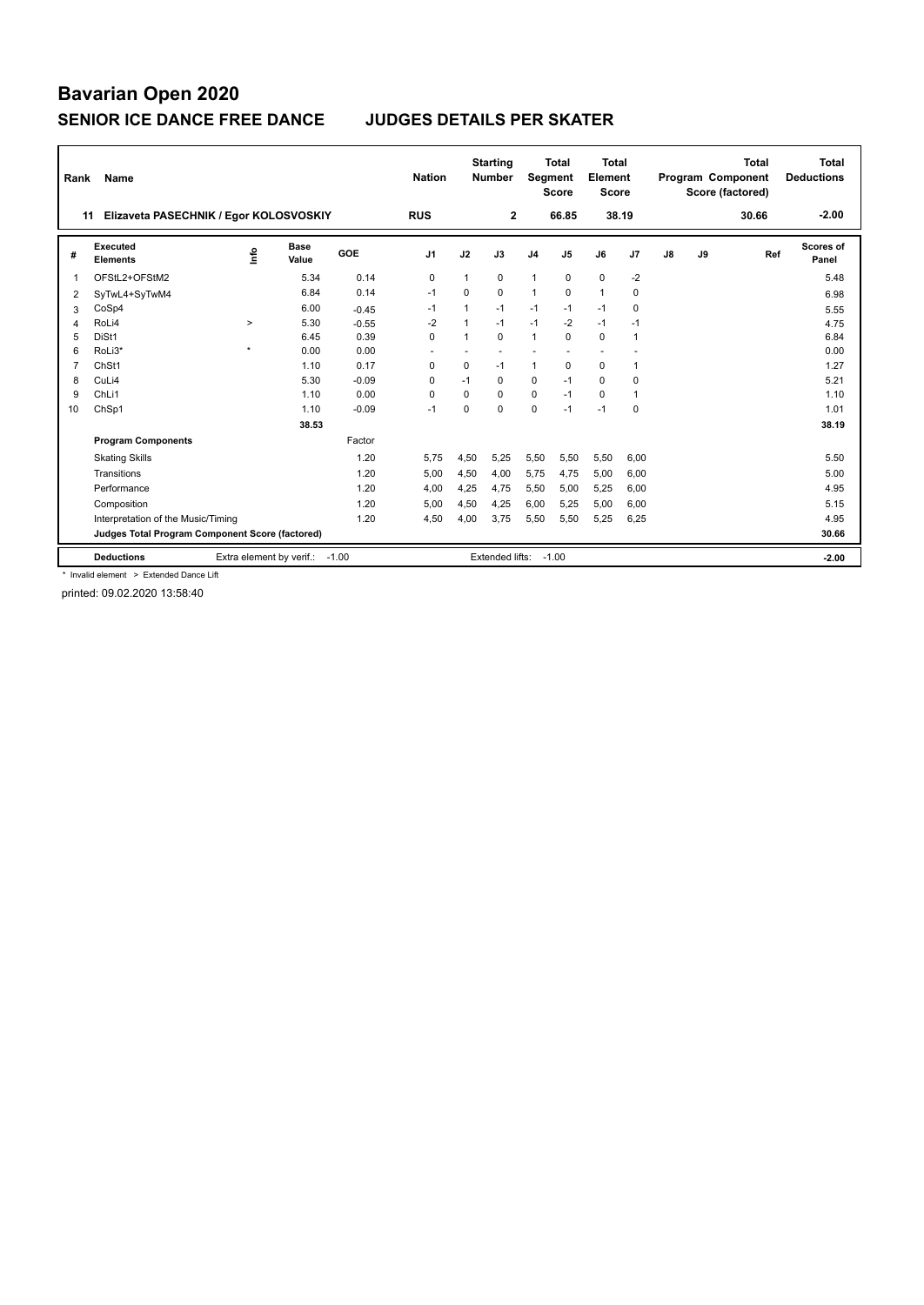# Bavarian Open 2020

## SENIOR ICE DANCE FREE DANCE JUDGES DETAILS PER SKATER

| Rank | Name | Nation | Starting Number | Total Segment Score | Total Element Score | Total Program Component Score (factored) | Total Deductions |
|---|---|---|---|---|---|---|---|
| 11 | Elizaveta PASECHNIK / Egor KOLOSVOSKIY | RUS | 2 | 66.85 | 38.19 | 30.66 | -2.00 |

| # | Executed Elements | Info | Base Value | GOE | J1 | J2 | J3 | J4 | J5 | J6 | J7 | J8 | J9 | Ref | Scores of Panel |
|---|---|---|---|---|---|---|---|---|---|---|---|---|---|---|---|
| 1 | OFStL2+OFStM2 | | 5.34 | 0.14 | 0 | 1 | 0 | 1 | 0 | 0 | -2 | | | | 5.48 |
| 2 | SyTwL4+SyTwM4 | | 6.84 | 0.14 | -1 | 0 | 0 | 1 | 0 | 1 | 0 | | | | 6.98 |
| 3 | CoSp4 | | 6.00 | -0.45 | -1 | 1 | -1 | -1 | -1 | -1 | 0 | | | | 5.55 |
| 4 | RoLi4 | > | 5.30 | -0.55 | -2 | 1 | -1 | -1 | -2 | -1 | -1 | | | | 4.75 |
| 5 | DiSt1 | | 6.45 | 0.39 | 0 | 1 | 0 | 1 | 0 | 0 | 1 | | | | 6.84 |
| 6 | RoLi3* | * | 0.00 | 0.00 | - | - | - | - | - | - | - | | | | 0.00 |
| 7 | ChSt1 | | 1.10 | 0.17 | 0 | 0 | -1 | 1 | 0 | 0 | 1 | | | | 1.27 |
| 8 | CuLi4 | | 5.30 | -0.09 | 0 | -1 | 0 | 0 | -1 | 0 | 0 | | | | 5.21 |
| 9 | ChLi1 | | 1.10 | 0.00 | 0 | 0 | 0 | 0 | -1 | 0 | 1 | | | | 1.10 |
| 10 | ChSp1 | | 1.10 | -0.09 | -1 | 0 | 0 | 0 | -1 | -1 | 0 | | | | 1.01 |
| | | | 38.53 | | | | | | | | | | | | 38.19 |
| | **Program Components** | | | Factor | | | | | | | | | | | |
| | Skating Skills | | | 1.20 | 5,75 | 4,50 | 5,25 | 5,50 | 5,50 | 5,50 | 6,00 | | | | 5.50 |
| | Transitions | | | 1.20 | 5,00 | 4,50 | 4,00 | 5,75 | 4,75 | 5,00 | 6,00 | | | | 5.00 |
| | Performance | | | 1.20 | 4,00 | 4,25 | 4,75 | 5,50 | 5,00 | 5,25 | 6,00 | | | | 4.95 |
| | Composition | | | 1.20 | 5,00 | 4,50 | 4,25 | 6,00 | 5,25 | 5,00 | 6,00 | | | | 5.15 |
| | Interpretation of the Music/Timing | | | 1.20 | 4,50 | 4,00 | 3,75 | 5,50 | 5,50 | 5,25 | 6,25 | | | | 4.95 |
| | **Judges Total Program Component Score (factored)** | | | | | | | | | | | | | | 30.66 |
| | **Deductions** | Extra element by verif.: | -1.00 | | | Extended lifts: | -1.00 | | | | | | | | -2.00 |

\* Invalid element > Extended Dance Lift

printed: 09.02.2020 13:58:40